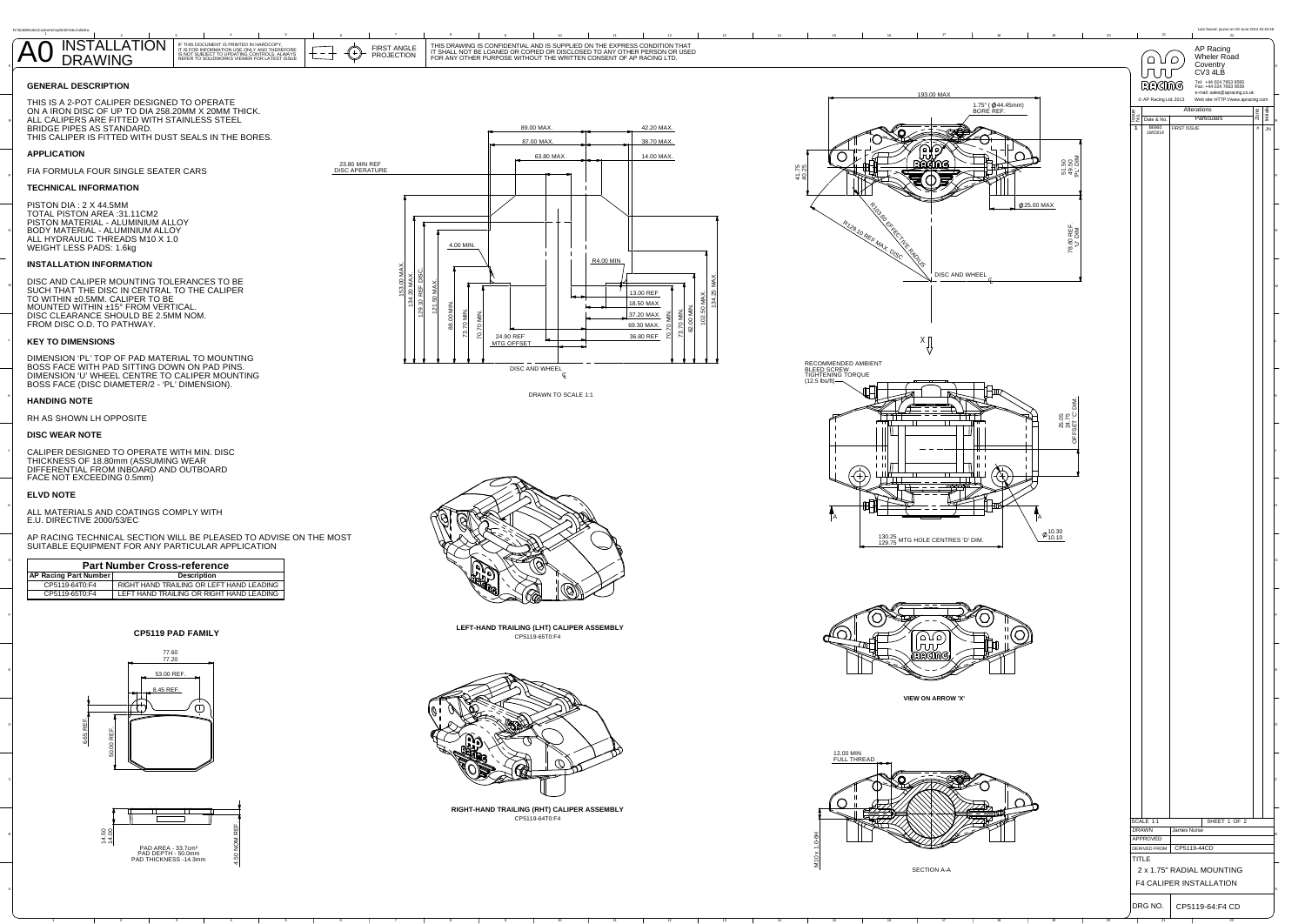# A0 INSTALLATION DRAWING

IF THIS DOCUMENT IS PRINTED IN HARDCOPY, IT IS FOR INFORMATION USE ONLY AND THEREFORE IS NOT SUBJECT TO UPDATING CONTROLS. ALWAYS REFER TO SOLIDWORKS VIEWER FOR LATEST ISSUE

FIRST ANGLE PROJECTION

THIS DRAWING IS CONFIDENTIAL AND IS SUPPLIED ON THE EXPRESS CONDITION THAT IT SHALL NOT BE LOANED OR COPIED OR DISCLOSED TO ANY OTHER PERSON OR USED FOR ANY OTHER PURPOSE WITHOUT THE WRITTEN CONSENT OF AP RACING LTD.

## GENERAL DESCRIPTION

THIS IS A 2-POT CALIPER DESIGNED TO OPERATE ON A IRON DISC OF UP TO DIA 258.20MM X 20MM THICK.
ALL CALIPERS ARE FITTED WITH STAINLESS STEEL BRIDGE PIPES AS STANDARD.
THIS CALIPER IS FITTED WITH DUST SEALS IN THE BORES.

## APPLICATION

FIA FORMULA FOUR SINGLE SEATER CARS

## TECHNICAL INFORMATION

PISTON DIA : 2 X 44.5MM
TOTAL PISTON AREA :31.11CM2
PISTON MATERIAL - ALUMINIUM ALLOY
BODY MATERIAL - ALUMINIUM ALLOY
ALL HYDRAULIC THREADS M10 X 1.0
WEIGHT LESS PADS: 1.6kg

## INSTALLATION INFORMATION

DISC AND CALIPER MOUNTING TOLERANCES TO BE SUCH THAT THE DISC IN CENTRAL TO THE CALIPER TO WITHIN ±0.5MM. CALIPER TO BE MOUNTED WITHIN ±15° FROM VERTICAL.
DISC CLEARANCE SHOULD BE 2.5MM NOM. FROM DISC O.D. TO PATHWAY.

## KEY TO DIMENSIONS

DIMENSION 'PL' TOP OF PAD MATERIAL TO MOUNTING BOSS FACE WITH PAD SITTING DOWN ON PAD PINS.
DIMENSION 'U' WHEEL CENTRE TO CALIPER MOUNTING BOSS FACE (DISC DIAMETER/2 - 'PL' DIMENSION).

## HANDING NOTE

RH AS SHOWN LH OPPOSITE

## DISC WEAR NOTE

CALIPER DESIGNED TO OPERATE WITH MIN. DISC THICKNESS OF 18.80mm (ASSUMING WEAR DIFFERENTIAL FROM INBOARD AND OUTBOARD FACE NOT EXCEEDING 0.5mm)

## ELVD NOTE

ALL MATERIALS AND COATINGS COMPLY WITH E.U. DIRECTIVE 2000/53/EC

AP RACING TECHNICAL SECTION WILL BE PLEASED TO ADVISE ON THE MOST SUITABLE EQUIPMENT FOR ANY PARTICULAR APPLICATION

| Part Number Cross-reference | |
|---|---|
| AP Racing Part Number | Description |
| CP5119-64T0:F4 | RIGHT HAND TRAILING OR LEFT HAND LEADING |
| CP5119-65T0:F4 | LEFT HAND TRAILING OR RIGHT HAND LEADING |

## CP5119 PAD FAMILY

77.60 / 77.20; 53.00 REF.; 8.45 REF.; 6.65 REF; 50.00 REF.; 14.50 / 14.00; 4.50 NOM REF

PAD AREA - 33.7cm²
PAD DEPTH - 50.0mm
PAD THICKNESS -14.3mm

## Side view dimensions

23.80 MIN REF DISC APERATURE; 89.00 MAX.; 87.00 MAX.; 63.80 MAX.; 42.20 MAX.; 38.70 MAX.; 14.00 MAX.; 4.00 MIN.; R4.00 MIN; 153.00 MAX.; 134.20 MAX.; 129.30 REF DISC; 121.90 MAX.; 88.00 MIN.; 73.70 MIN.; 70.70 MIN.; 13.00 REF; 18.50 MAX.; 37.20 MAX.; 69.30 MAX.; 36.80 REF; 70.70 MIN.; 73.70 MIN.; 82.00 MIN.; 102.50 MAX.; 134.25 MAX.; 24.90 REF MTG OFFSET; DISC AND WHEEL ℄

DRAWN TO SCALE 1:1

## Front view dimensions

193.00 MAX; 1.75" (Ø44.45mm) BORE REF.; 41.75 / 40.25; 51.50 / 49.50 'PL' DIM; Ø25.00 MAX; R103.60 EFFECTIVE RADIUS; R129.10 REF MAX. DISC; 78.60 REF 'U' DIM; DISC AND WHEEL ℄; X

RECOMMENDED AMBIENT BLEED SCREW TIGHTENING TORQUE (12.5 lbs/ft)

25.05 / 24.75 OFFSET 'C' DIM.; 130.25 / 129.75 MTG HOLE CENTRES 'D' DIM.; Ø10.30 / 10.10; A; A

LEFT-HAND TRAILING (LHT) CALIPER ASSEMBLY
CP5119-65T0:F4

RIGHT-HAND TRAILING (RHT) CALIPER ASSEMBLY
CP5119-64T0:F4

VIEW ON ARROW 'X'

12.00 MIN FULL THREAD; M10 x 1.0-6H

SECTION A-A

## AP Racing

Wheler Road
Coventry
CV3 4LB
Tel: +44 024 7663 9595
Fax: +44 024 7663 9559
e-mail: sales@apracing.co.uk
Web site: HTTP://www.apracing.com

© AP Racing Ltd. 2013

| Issue No. | Date & No. | Alterations / Particulars | Zone | Initials |
|---|---|---|---|---|
| 1 | B6660 19/03/14 | FIRST ISSUE | A | JN |

SCALE 1:1 | SHEET 1 OF 2
DRAWN: James Nurse
APPROVED:
DERIVED FROM: CP5119-44CD

TITLE: 2 x 1.75" RADIAL MOUNTING F4 CALIPER INSTALLATION

DRG NO. CP5119-64:F4 CD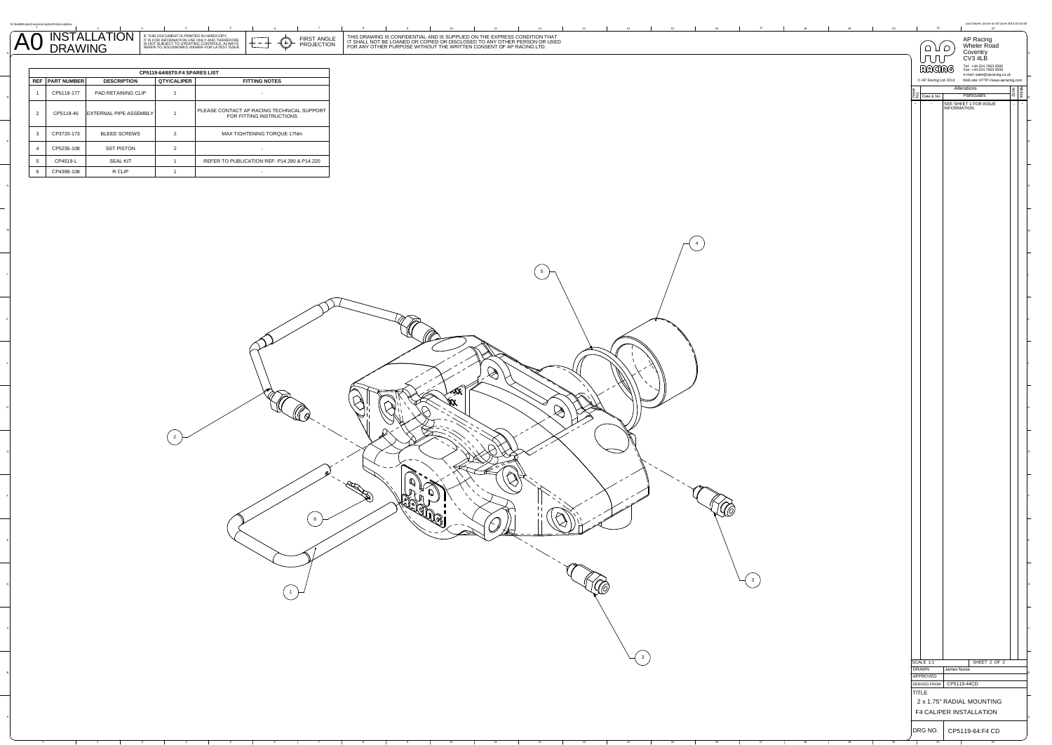# A0 INSTALLATION DRAWING

IF THIS DOCUMENT IS PRINTED IN HARDCOPY, IT IS FOR INFORMATION USE ONLY AND THEREFORE IS NOT SUBJECT TO UPDATING CONTROLS. ALWAYS REFER TO SOLIDWORKS VIEWER FOR LATEST ISSUE

FIRST ANGLE PROJECTION

THIS DRAWING IS CONFIDENTIAL AND IS SUPPLIED ON THE EXPRESS CONDITION THAT IT SHALL NOT BE LOANED OR COPIED OR DISCLOSED TO ANY OTHER PERSON OR USED FOR ANY OTHER PURPOSE WITHOUT THE WRITTEN CONSENT OF AP RACING LTD.

**CP5119-64/65T0:F4 SPARES LIST**

| REF | PART NUMBER | DESCRIPTION | QTY/CALIPER | FITTING NOTES |
|---|---|---|---|---|
| 1 | CP5119-177 | PAD RETAINING CLIP | 1 | - |
| 2 | CP5119-46 | EXTERNAL PIPE ASSEMBLY | 1 | PLEASE CONTACT AP RACING TECHNICAL SUPPORT FOR FITTING INSTRUCTIONS |
| 3 | CP3720-173 | BLEED SCREWS | 2 | MAX TIGHTENING TORQUE 17Nm |
| 4 | CP5235-108 | SST PISTON | 2 | - |
| 5 | CP4519-L | SEAL KIT | 1 | REFER TO PUBLICATION REF: P14.290 & P14.220 |
| 6 | CP4398-108 | R CLIP | 1 | - |

1
2
3
3
4
5
6

AP Racing
Wheler Road
Coventry
CV3 4LB

Tel: +44 024 7663 9595
Fax: +44 024 7663 9559
e-mail: sales@apracing.co.uk
Web site: HTTP://www.apracing.com

© AP Racing Ltd. 2013

| Alterations | | | | |
|---|---|---|---|---|
| Issue No. | Date & No. | Particulars | Zone | Init |
| - | - | SEE SHEET 1 FOR ISSUE INFORMATION. | - | - |

SCALE 1:1 SHEET 2 OF 2

DRAWN: James Nurse

APPROVED:

DERIVED FROM: CP5119-44CD

TITLE: 2 x 1.75" RADIAL MOUNTING F4 CALIPER INSTALLATION

DRG NO. CP5119-64:F4 CD